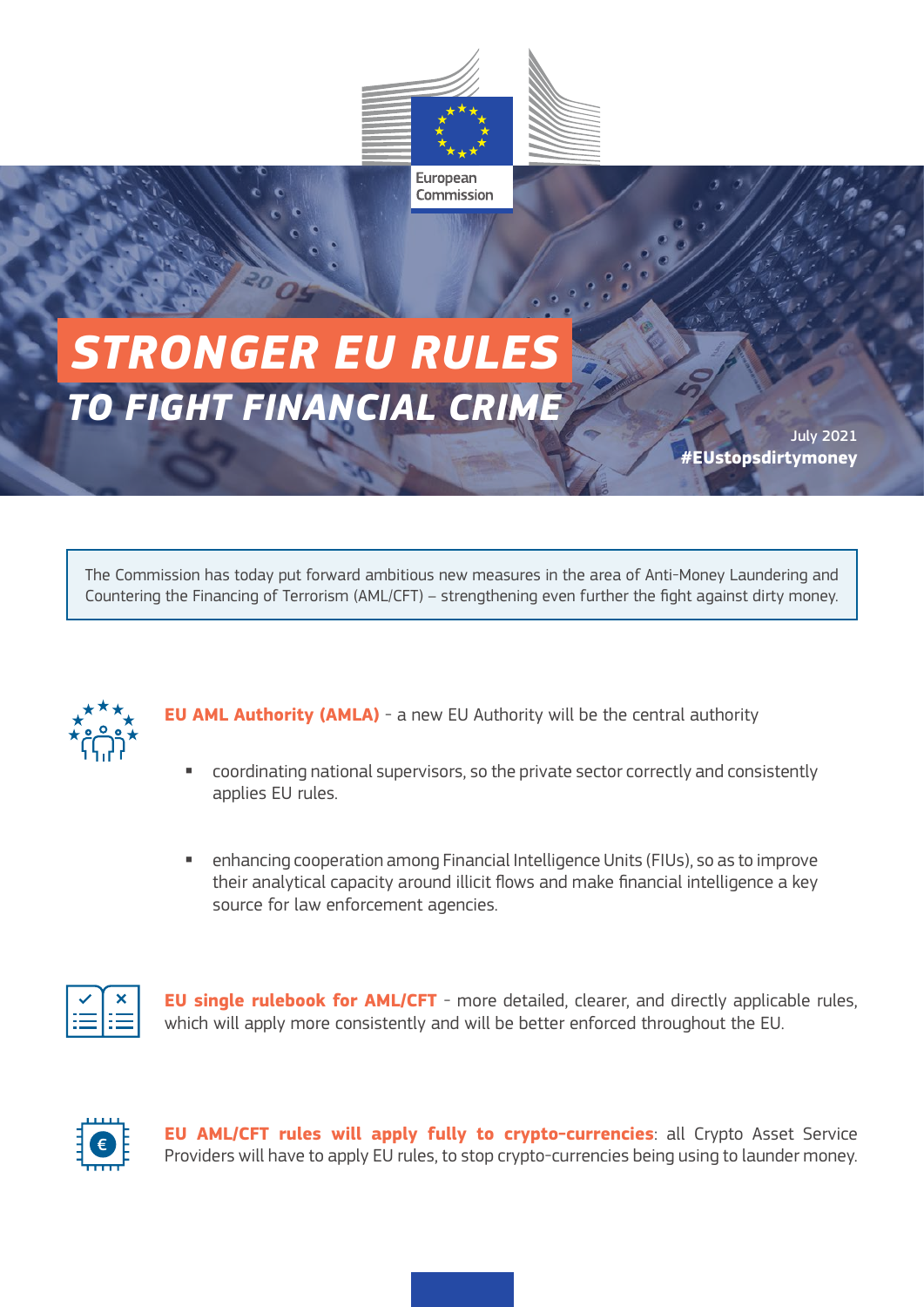European Commission

# STRONGER EU RULES
## TO FIGHT FINANCIAL CRIME

July 2021
**#EUstopsdirtymoney**

The Commission has today put forward ambitious new measures in the area of Anti-Money Laundering and Countering the Financing of Terrorism (AML/CFT) – strengthening even further the fight against dirty money.

**EU AML Authority (AMLA)** - a new EU Authority will be the central authority

- coordinating national supervisors, so the private sector correctly and consistently applies EU rules.
- enhancing cooperation among Financial Intelligence Units (FIUs), so as to improve their analytical capacity around illicit flows and make financial intelligence a key source for law enforcement agencies.

**EU single rulebook for AML/CFT** - more detailed, clearer, and directly applicable rules, which will apply more consistently and will be better enforced throughout the EU.

**EU AML/CFT rules will apply fully to crypto-currencies**: all Crypto Asset Service Providers will have to apply EU rules, to stop crypto-currencies being using to launder money.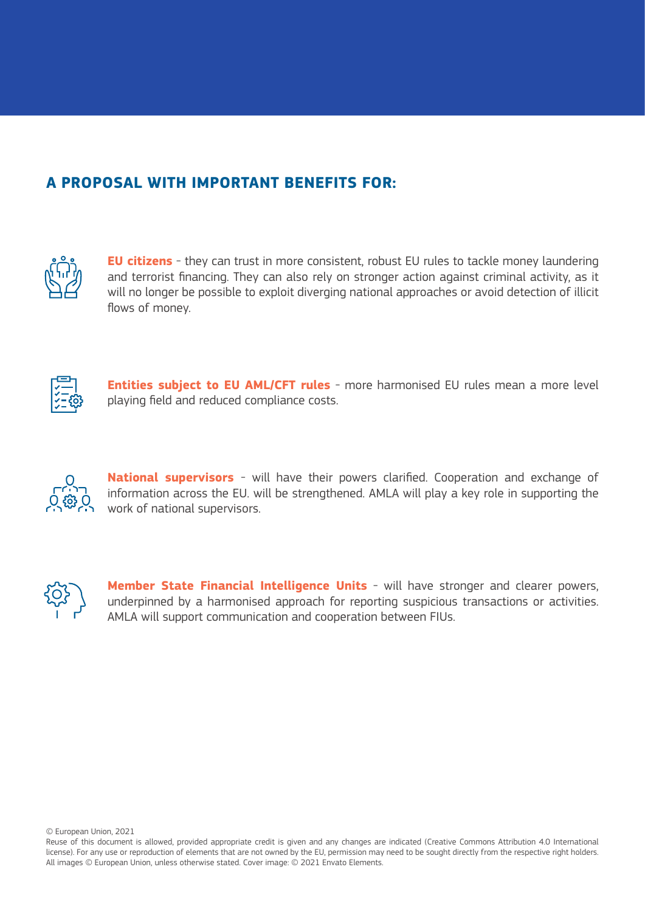## A PROPOSAL WITH IMPORTANT BENEFITS FOR:

**EU citizens** - they can trust in more consistent, robust EU rules to tackle money laundering and terrorist financing. They can also rely on stronger action against criminal activity, as it will no longer be possible to exploit diverging national approaches or avoid detection of illicit flows of money.

**Entities subject to EU AML/CFT rules** - more harmonised EU rules mean a more level playing field and reduced compliance costs.

**National supervisors** - will have their powers clarified. Cooperation and exchange of information across the EU. will be strengthened. AMLA will play a key role in supporting the work of national supervisors.

**Member State Financial Intelligence Units** - will have stronger and clearer powers, underpinned by a harmonised approach for reporting suspicious transactions or activities. AMLA will support communication and cooperation between FIUs.

© European Union, 2021
Reuse of this document is allowed, provided appropriate credit is given and any changes are indicated (Creative Commons Attribution 4.0 International license). For any use or reproduction of elements that are not owned by the EU, permission may need to be sought directly from the respective right holders. All images © European Union, unless otherwise stated. Cover image: © 2021 Envato Elements.